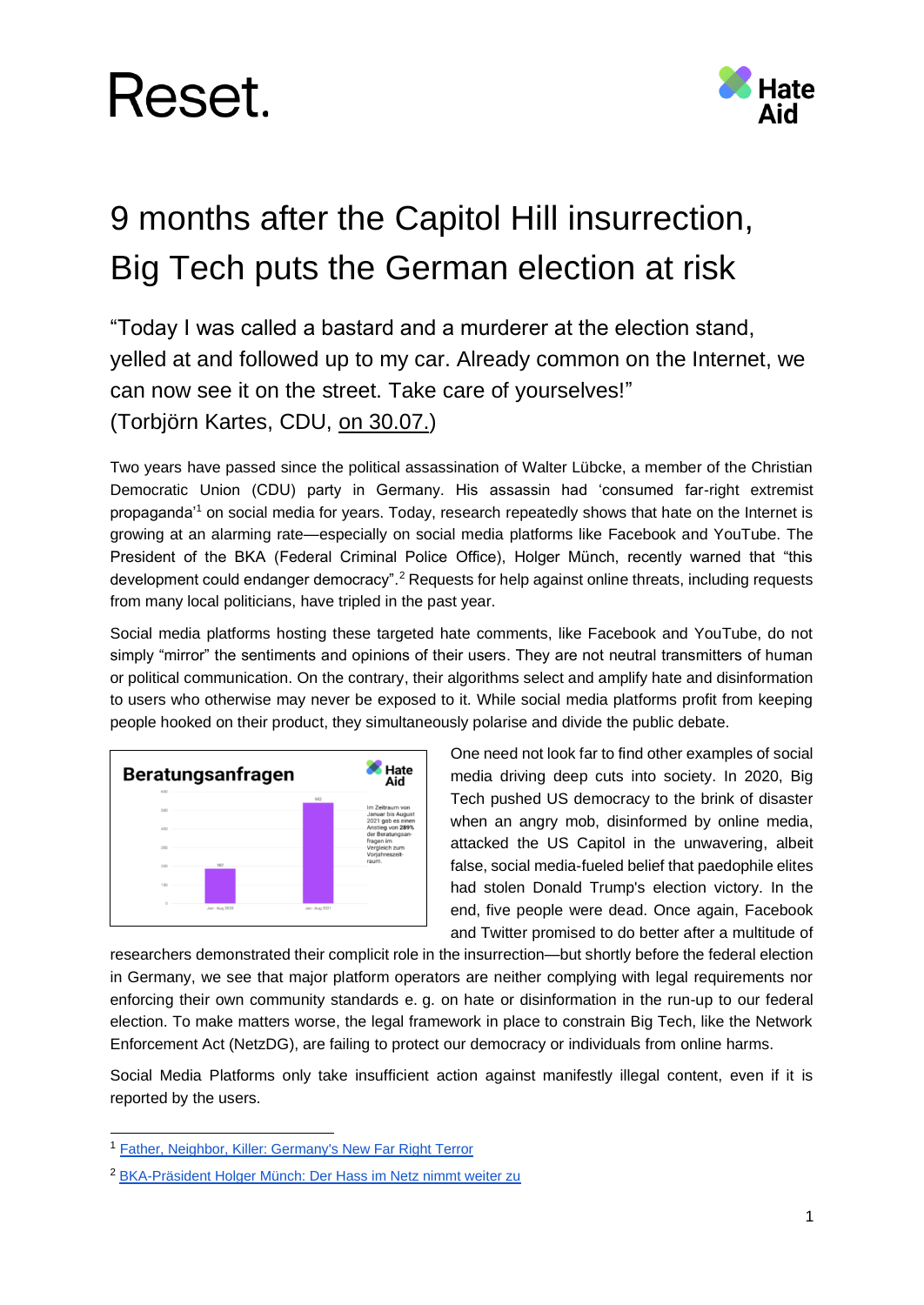Reset.

Hate Aid

# 9 months after the Capitol Hill insurrection, Big Tech puts the German election at risk

"Today I was called a bastard and a murderer at the election stand, yelled at and followed up to my car. Already common on the Internet, we can now see it on the street. Take care of yourselves!"
(Torbjörn Kartes, CDU, on 30.07.)

Two years have passed since the political assassination of Walter Lübcke, a member of the Christian Democratic Union (CDU) party in Germany. His assassin had 'consumed far-right extremist propaganda'[1] on social media for years. Today, research repeatedly shows that hate on the Internet is growing at an alarming rate—especially on social media platforms like Facebook and YouTube. The President of the BKA (Federal Criminal Police Office), Holger Münch, recently warned that "this development could endanger democracy".[2] Requests for help against online threats, including requests from many local politicians, have tripled in the past year.

Social media platforms hosting these targeted hate comments, like Facebook and YouTube, do not simply "mirror" the sentiments and opinions of their users. They are not neutral transmitters of human or political communication. On the contrary, their algorithms select and amplify hate and disinformation to users who otherwise may never be exposed to it. While social media platforms profit from keeping people hooked on their product, they simultaneously polarise and divide the public debate.

**Beratungsanfragen**

Im Zeitraum von Januar bis August 2021 gab es einen Anstieg von **289%** der Beratungsanfragen im Vergleich zum Vorjahreszeitraum.

| Zeitraum | Beratungsanfragen |
|---|---|
| Jan - Aug 2020 | 187 |
| Jan - Aug 2021 | 542 |

One need not look far to find other examples of social media driving deep cuts into society. In 2020, Big Tech pushed US democracy to the brink of disaster when an angry mob, disinformed by online media, attacked the US Capitol in the unwavering, albeit false, social media-fueled belief that paedophile elites had stolen Donald Trump's election victory. In the end, five people were dead. Once again, Facebook and Twitter promised to do better after a multitude of researchers demonstrated their complicit role in the insurrection—but shortly before the federal election in Germany, we see that major platform operators are neither complying with legal requirements nor enforcing their own community standards e. g. on hate or disinformation in the run-up to our federal election. To make matters worse, the legal framework in place to constrain Big Tech, like the Network Enforcement Act (NetzDG), are failing to protect our democracy or individuals from online harms.

Social Media Platforms only take insufficient action against manifestly illegal content, even if it is reported by the users.

---

[1] Father, Neighbor, Killer: Germany's New Far Right Terror

[2] BKA-Präsident Holger Münch: Der Hass im Netz nimmt weiter zu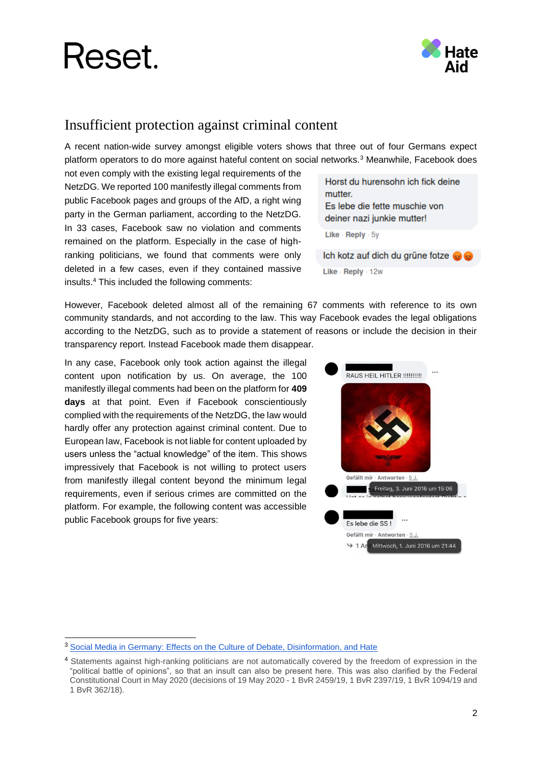## Insufficient protection against criminal content

A recent nation-wide survey amongst eligible voters shows that three out of four Germans expect platform operators to do more against hateful content on social networks.[3] Meanwhile, Facebook does not even comply with the existing legal requirements of the NetzDG. We reported 100 manifestly illegal comments from public Facebook pages and groups of the AfD, a right wing party in the German parliament, according to the NetzDG. In 33 cases, Facebook saw no violation and comments remained on the platform. Especially in the case of high-ranking politicians, we found that comments were only deleted in a few cases, even if they contained massive insults.[4] This included the following comments:

> Horst du hurensohn ich fick deine mutter.
> Es lebe die fette muschie von deiner nazi junkie mutter!
>
> Like · Reply · 5y

> Ich kotz auf dich du grüne fotze 😡😡
>
> Like · Reply · 12w

However, Facebook deleted almost all of the remaining 67 comments with reference to its own community standards, and not according to the law. This way Facebook evades the legal obligations according to the NetzDG, such as to provide a statement of reasons or include the decision in their transparency report. Instead Facebook made them disappear.

In any case, Facebook only took action against the illegal content upon notification by us. On average, the 100 manifestly illegal comments had been on the platform for **409 days** at that point. Even if Facebook conscientiously complied with the requirements of the NetzDG, the law would hardly offer any protection against criminal content. Due to European law, Facebook is not liable for content uploaded by users unless the "actual knowledge" of the item. This shows impressively that Facebook is not willing to protect users from manifestly illegal content beyond the minimum legal requirements, even if serious crimes are committed on the platform. For example, the following content was accessible public Facebook groups for five years:

> RAUS HEIL HITLER !!!!!!!!!
>
> Gefällt mir · Antworten · 5 J.
>
> Freitag, 3. Juni 2016 um 15:06

> Es lebe die SS !
>
> Gefällt mir · Antworten · 5 J.
>
> Mittwoch, 1. Juni 2016 um 21:44

---

[3] Social Media in Germany: Effects on the Culture of Debate, Disinformation, and Hate

[4] Statements against high-ranking politicians are not automatically covered by the freedom of expression in the "political battle of opinions", so that an insult can also be present here. This was also clarified by the Federal Constitutional Court in May 2020 (decisions of 19 May 2020 - 1 BvR 2459/19, 1 BvR 2397/19, 1 BvR 1094/19 and 1 BvR 362/18).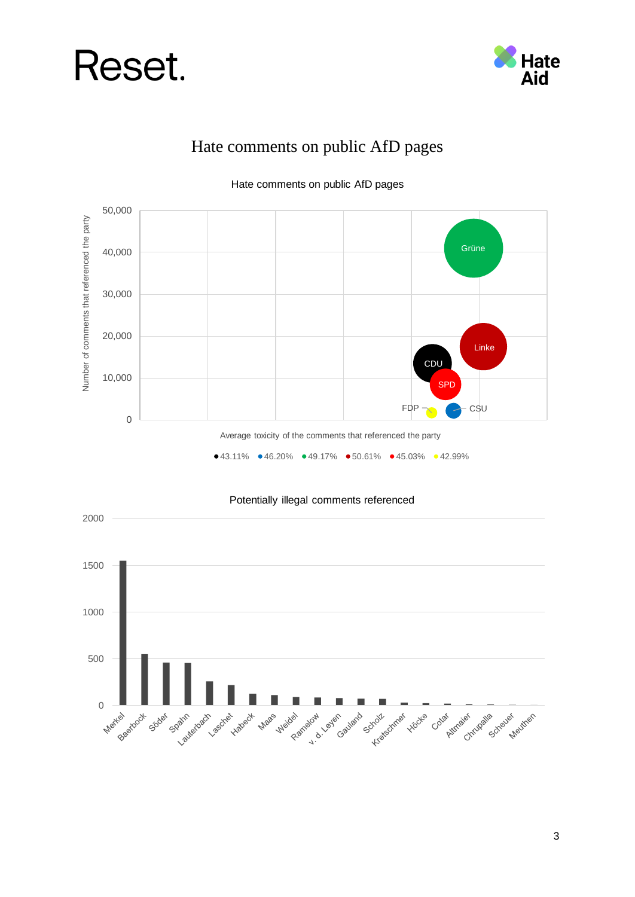# Hate comments on public AfD pages

Hate comments on public AfD pages

Number of comments that referenced the party

50,000
40,000
30,000
20,000
10,000
0

Grüne
Linke
CDU
SPD
FDP
CSU

Average toxicity of the comments that referenced the party

● 43.11% ● 46.20% ● 49.17% ● 50.61% ● 45.03% ● 42.99%

Potentially illegal comments referenced

2000
1500
1000
500
0

Merkel, Baerbock, Söder, Spahn, Lauterbach, Laschet, Habeck, Maas, Weidel, Ramelow, v. d. Leyen, Gauland, Scholz, Kretschmer, Höcke, Cotar, Altmaier, Chrupalla, Scheuer, Meuthen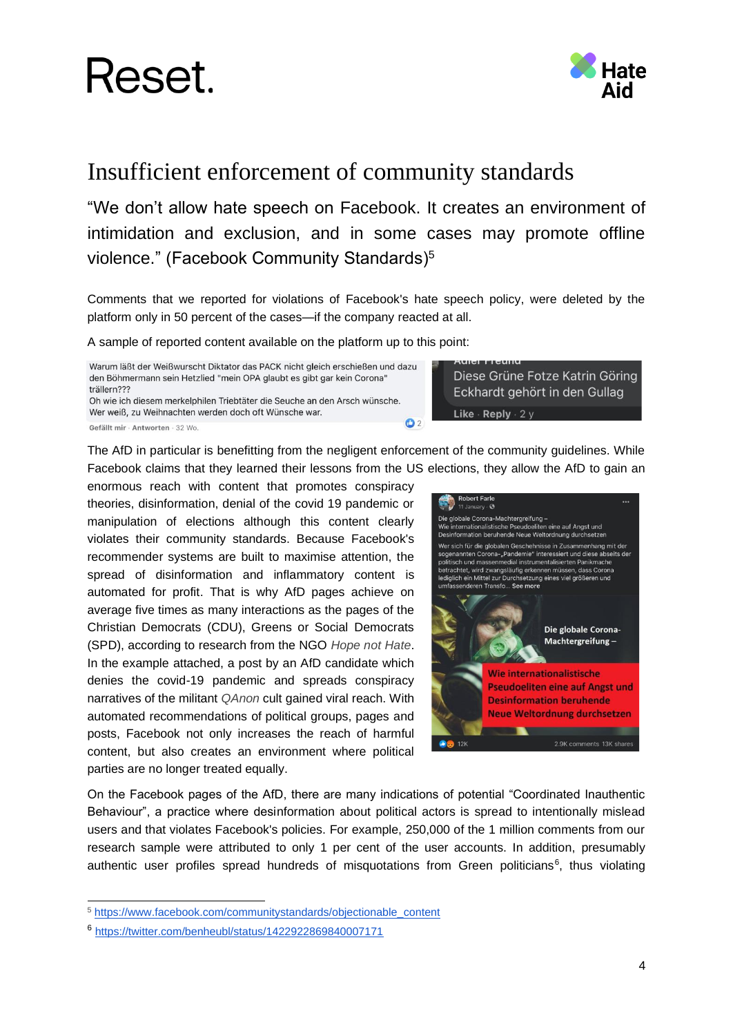# Insufficient enforcement of community standards

"We don't allow hate speech on Facebook. It creates an environment of intimidation and exclusion, and in some cases may promote offline violence." (Facebook Community Standards)[5]

Comments that we reported for violations of Facebook's hate speech policy, were deleted by the platform only in 50 percent of the cases—if the company reacted at all.

A sample of reported content available on the platform up to this point:

> Warum läßt der Weißwurscht Diktator das PACK nicht gleich erschießen und dazu den Böhmermann sein Hetzlied "mein OPA glaubt es gibt gar kein Corona" trällern???
> Oh wie ich diesem merkelphilen Triebtäter die Seuche an den Arsch wünsche. Wer weiß, zu Weihnachten werden doch oft Wünsche war.
>
> Gefällt mir · Antworten · 32 Wo.

> Diese Grüne Fotze Katrin Göring Eckhardt gehört in den Gullag
>
> Like · Reply · 2 y

The AfD in particular is benefitting from the negligent enforcement of the community guidelines. While Facebook claims that they learned their lessons from the US elections, they allow the AfD to gain an enormous reach with content that promotes conspiracy theories, disinformation, denial of the covid 19 pandemic or manipulation of elections although this content clearly violates their community standards. Because Facebook's recommender systems are built to maximise attention, the spread of disinformation and inflammatory content is automated for profit. That is why AfD pages achieve on average five times as many interactions as the pages of the Christian Democrats (CDU), Greens or Social Democrats (SPD), according to research from the NGO *Hope not Hate*. In the example attached, a post by an AfD candidate which denies the covid-19 pandemic and spreads conspiracy narratives of the militant *QAnon* cult gained viral reach. With automated recommendations of political groups, pages and posts, Facebook not only increases the reach of harmful content, but also creates an environment where political parties are no longer treated equally.

> Robert Farle
> 11 January
>
> Die globale Corona-Machtergreifung – Wie internationalistische Pseudoeliten eine auf Angst und Desinformation beruhende Neue Weltordnung durchsetzen
>
> Wer sich für die globalen Geschehnisse in Zusammenhang mit der sogenannten Corona-„Pandemie" interessiert und diese abseits der politisch und massenmedial instrumentalisierten Panikmache betrachtet, wird zwangsläufig erkennen müssen, dass Corona lediglich ein Mittel zur Durchsetzung eines viel größeren und umfassenderen Transfo... See more
>
> Die globale Corona-Machtergreifung –
>
> Wie internationalistische Pseudoeliten eine auf Angst und Desinformation beruhende Neue Weltordnung durchsetzen
>
> 12K · 2.9K comments 13K shares

On the Facebook pages of the AfD, there are many indications of potential "Coordinated Inauthentic Behaviour", a practice where desinformation about political actors is spread to intentionally mislead users and that violates Facebook's policies. For example, 250,000 of the 1 million comments from our research sample were attributed to only 1 per cent of the user accounts. In addition, presumably authentic user profiles spread hundreds of misquotations from Green politicians[6], thus violating

---

[5] https://www.facebook.com/communitystandards/objectionable_content

[6] https://twitter.com/benheubl/status/1422922869840007171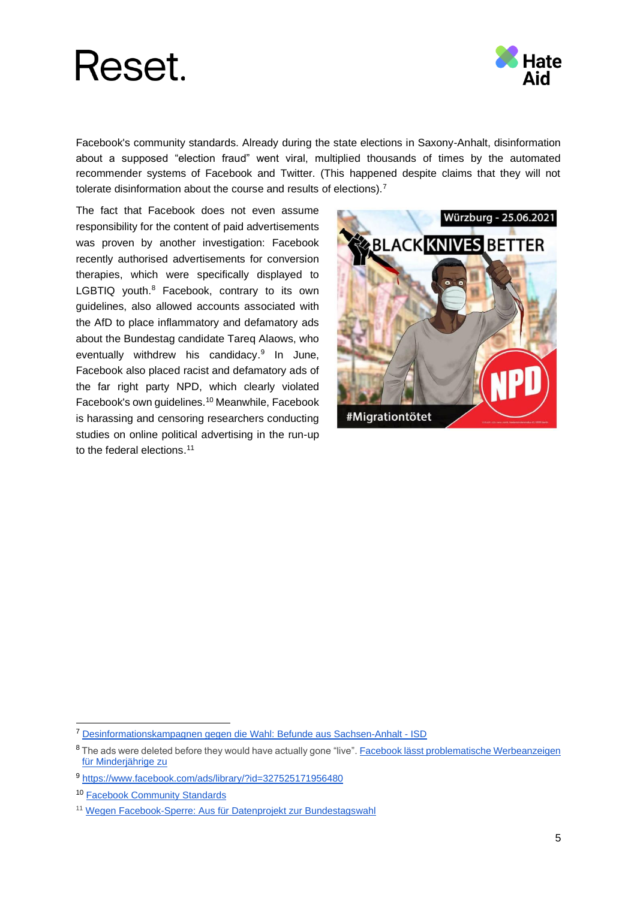Facebook's community standards. Already during the state elections in Saxony-Anhalt, disinformation about a supposed "election fraud" went viral, multiplied thousands of times by the automated recommender systems of Facebook and Twitter. (This happened despite claims that they will not tolerate disinformation about the course and results of elections).[7]

The fact that Facebook does not even assume responsibility for the content of paid advertisements was proven by another investigation: Facebook recently authorised advertisements for conversion therapies, which were specifically displayed to LGBTIQ youth.[8] Facebook, contrary to its own guidelines, also allowed accounts associated with the AfD to place inflammatory and defamatory ads about the Bundestag candidate Tareq Alaows, who eventually withdrew his candidacy.[9] In June, Facebook also placed racist and defamatory ads of the far right party NPD, which clearly violated Facebook's own guidelines.[10] Meanwhile, Facebook is harassing and censoring researchers conducting studies on online political advertising in the run-up to the federal elections.[11]

---

[7] Desinformationskampagnen gegen die Wahl: Befunde aus Sachsen-Anhalt - ISD

[8] The ads were deleted before they would have actually gone "live". Facebook lässt problematische Werbeanzeigen für Minderjährige zu

[9] https://www.facebook.com/ads/library/?id=327525171956480

[10] Facebook Community Standards

[11] Wegen Facebook-Sperre: Aus für Datenprojekt zur Bundestagswahl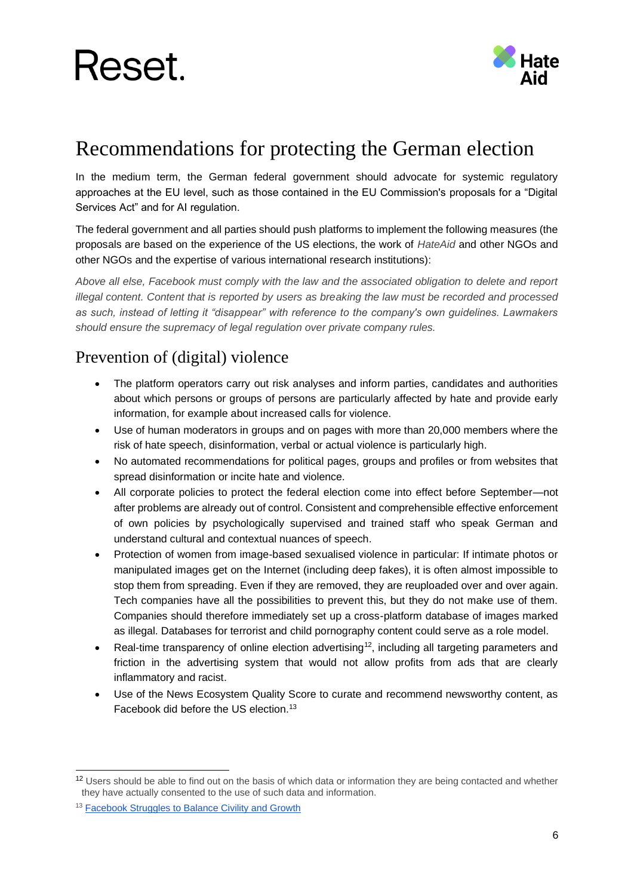# Recommendations for protecting the German election

In the medium term, the German federal government should advocate for systemic regulatory approaches at the EU level, such as those contained in the EU Commission's proposals for a "Digital Services Act" and for AI regulation.

The federal government and all parties should push platforms to implement the following measures (the proposals are based on the experience of the US elections, the work of *HateAid* and other NGOs and other NGOs and the expertise of various international research institutions):

*Above all else, Facebook must comply with the law and the associated obligation to delete and report illegal content. Content that is reported by users as breaking the law must be recorded and processed as such, instead of letting it "disappear" with reference to the company's own guidelines. Lawmakers should ensure the supremacy of legal regulation over private company rules.*

## Prevention of (digital) violence

- The platform operators carry out risk analyses and inform parties, candidates and authorities about which persons or groups of persons are particularly affected by hate and provide early information, for example about increased calls for violence.
- Use of human moderators in groups and on pages with more than 20,000 members where the risk of hate speech, disinformation, verbal or actual violence is particularly high.
- No automated recommendations for political pages, groups and profiles or from websites that spread disinformation or incite hate and violence.
- All corporate policies to protect the federal election come into effect before September—not after problems are already out of control. Consistent and comprehensible effective enforcement of own policies by psychologically supervised and trained staff who speak German and understand cultural and contextual nuances of speech.
- Protection of women from image-based sexualised violence in particular: If intimate photos or manipulated images get on the Internet (including deep fakes), it is often almost impossible to stop them from spreading. Even if they are removed, they are reuploaded over and over again. Tech companies have all the possibilities to prevent this, but they do not make use of them. Companies should therefore immediately set up a cross-platform database of images marked as illegal. Databases for terrorist and child pornography content could serve as a role model.
- Real-time transparency of online election advertising[12], including all targeting parameters and friction in the advertising system that would not allow profits from ads that are clearly inflammatory and racist.
- Use of the News Ecosystem Quality Score to curate and recommend newsworthy content, as Facebook did before the US election.[13]

---

[12] Users should be able to find out on the basis of which data or information they are being contacted and whether they have actually consented to the use of such data and information.

[13] Facebook Struggles to Balance Civility and Growth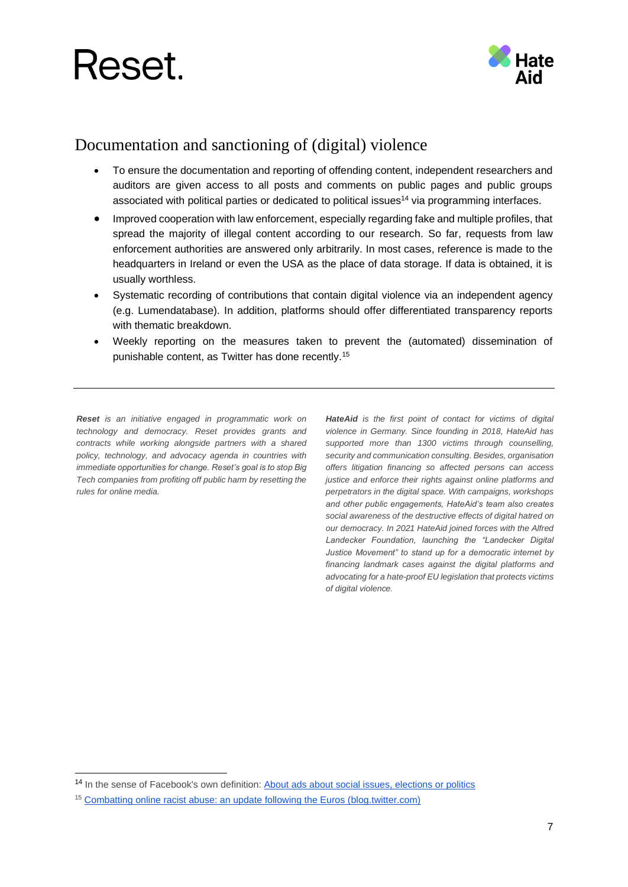## Documentation and sanctioning of (digital) violence

- To ensure the documentation and reporting of offending content, independent researchers and auditors are given access to all posts and comments on public pages and public groups associated with political parties or dedicated to political issues[14] via programming interfaces.
- Improved cooperation with law enforcement, especially regarding fake and multiple profiles, that spread the majority of illegal content according to our research. So far, requests from law enforcement authorities are answered only arbitrarily. In most cases, reference is made to the headquarters in Ireland or even the USA as the place of data storage. If data is obtained, it is usually worthless.
- Systematic recording of contributions that contain digital violence via an independent agency (e.g. Lumendatabase). In addition, platforms should offer differentiated transparency reports with thematic breakdown.
- Weekly reporting on the measures taken to prevent the (automated) dissemination of punishable content, as Twitter has done recently.[15]

---

***Reset** is an initiative engaged in programmatic work on technology and democracy. Reset provides grants and contracts while working alongside partners with a shared policy, technology, and advocacy agenda in countries with immediate opportunities for change. Reset's goal is to stop Big Tech companies from profiting off public harm by resetting the rules for online media.*

***HateAid** is the first point of contact for victims of digital violence in Germany. Since founding in 2018, HateAid has supported more than 1300 victims through counselling, security and communication consulting. Besides, organisation offers litigation financing so affected persons can access justice and enforce their rights against online platforms and perpetrators in the digital space. With campaigns, workshops and other public engagements, HateAid's team also creates social awareness of the destructive effects of digital hatred on our democracy. In 2021 HateAid joined forces with the Alfred Landecker Foundation, launching the "Landecker Digital Justice Movement" to stand up for a democratic internet by financing landmark cases against the digital platforms and advocating for a hate-proof EU legislation that protects victims of digital violence.*

---

[14] In the sense of Facebook's own definition: About ads about social issues, elections or politics

[15] Combatting online racist abuse: an update following the Euros (blog.twitter.com)